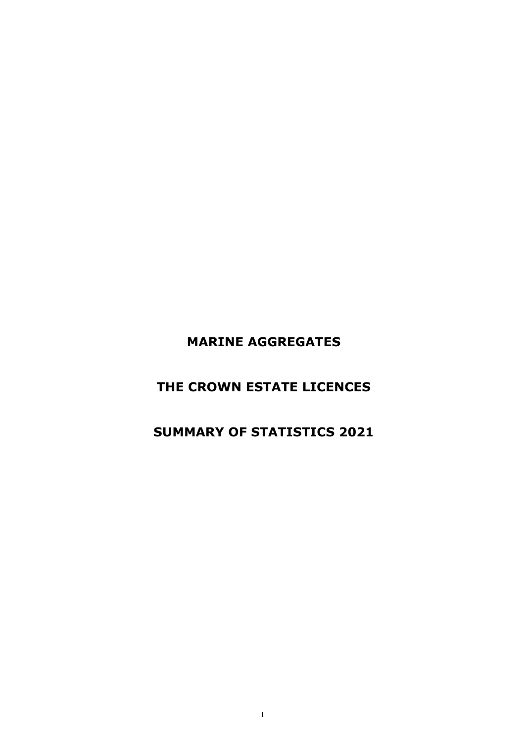# MARINE AGGREGATES

# THE CROWN ESTATE LICENCES

# SUMMARY OF STATISTICS 2021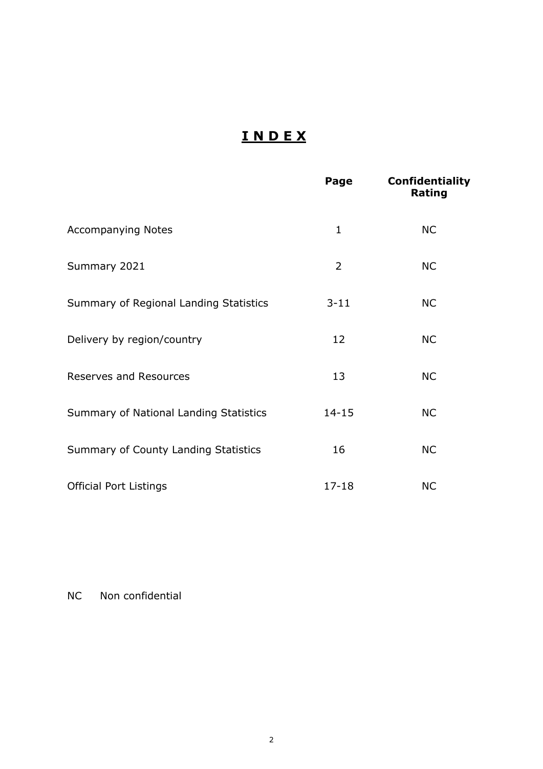# **I N D E X**

| | Page | Confidentiality Rating |
|---|---|---|
| Accompanying Notes | 1 | NC |
| Summary 2021 | 2 | NC |
| Summary of Regional Landing Statistics | 3-11 | NC |
| Delivery by region/country | 12 | NC |
| Reserves and Resources | 13 | NC |
| Summary of National Landing Statistics | 14-15 | NC |
| Summary of County Landing Statistics | 16 | NC |
| Official Port Listings | 17-18 | NC |

NC Non confidential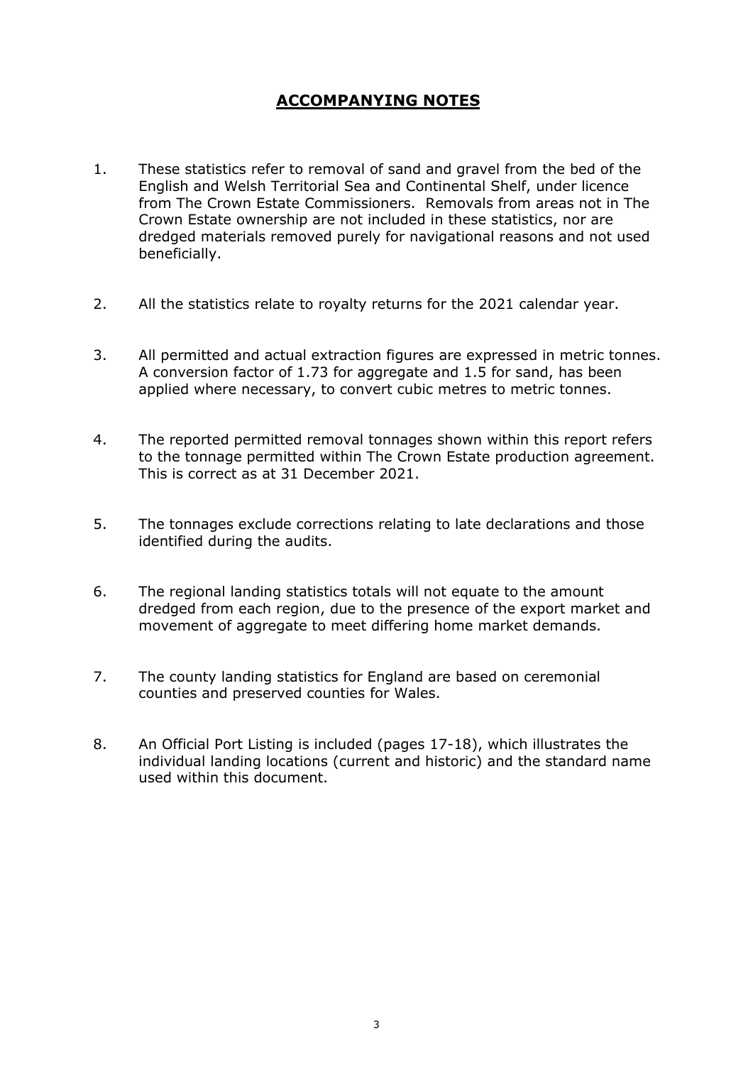# ACCOMPANYING NOTES

1. These statistics refer to removal of sand and gravel from the bed of the English and Welsh Territorial Sea and Continental Shelf, under licence from The Crown Estate Commissioners. Removals from areas not in The Crown Estate ownership are not included in these statistics, nor are dredged materials removed purely for navigational reasons and not used beneficially.

2. All the statistics relate to royalty returns for the 2021 calendar year.

3. All permitted and actual extraction figures are expressed in metric tonnes. A conversion factor of 1.73 for aggregate and 1.5 for sand, has been applied where necessary, to convert cubic metres to metric tonnes.

4. The reported permitted removal tonnages shown within this report refers to the tonnage permitted within The Crown Estate production agreement. This is correct as at 31 December 2021.

5. The tonnages exclude corrections relating to late declarations and those identified during the audits.

6. The regional landing statistics totals will not equate to the amount dredged from each region, due to the presence of the export market and movement of aggregate to meet differing home market demands.

7. The county landing statistics for England are based on ceremonial counties and preserved counties for Wales.

8. An Official Port Listing is included (pages 17-18), which illustrates the individual landing locations (current and historic) and the standard name used within this document.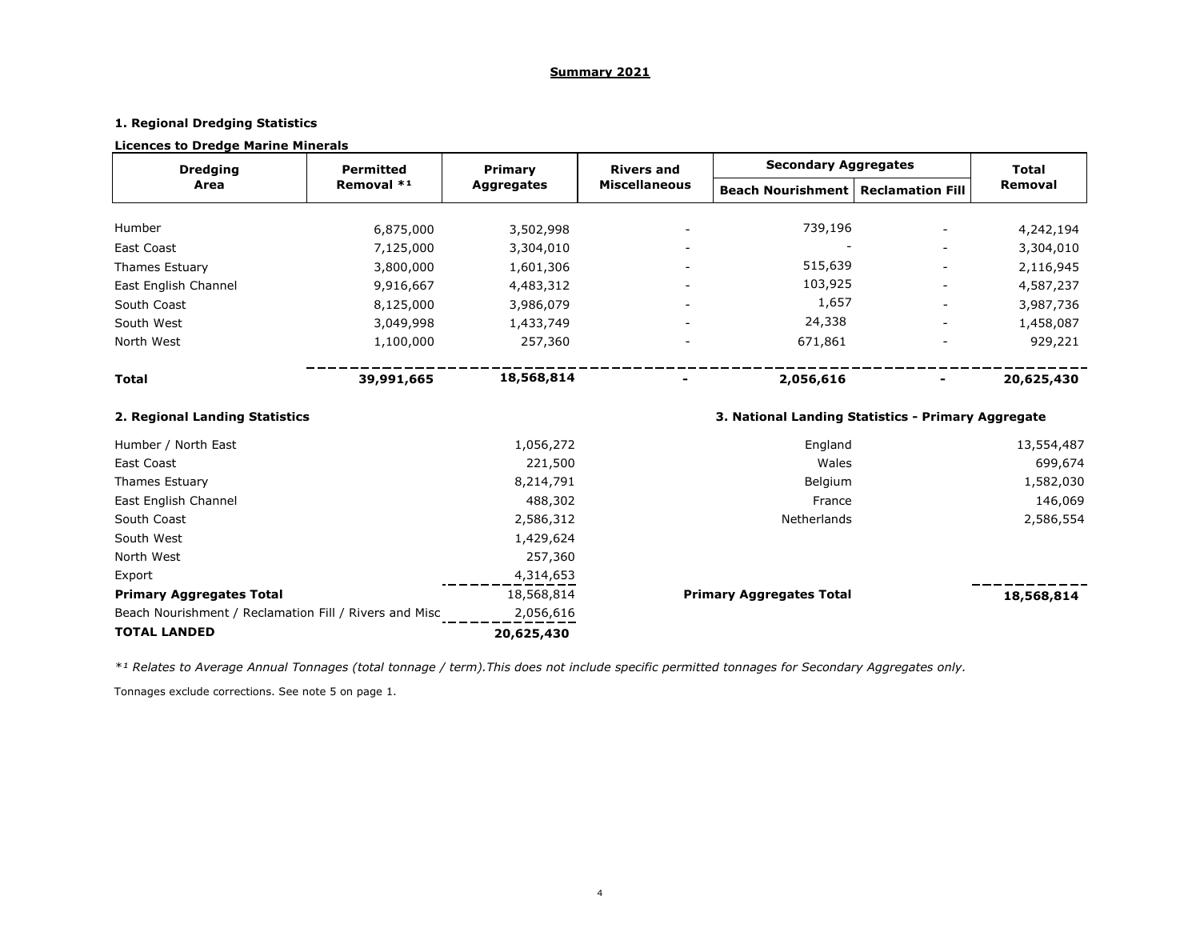## Summary 2021

### 1. Regional Dredging Statistics

**Licences to Dredge Marine Minerals**

| Dredging Area | Permitted Removal *¹ | Primary Aggregates | Rivers and Miscellaneous | Secondary Aggregates | | Total Removal |
|---|---|---|---|---|---|---|
| | | | | Beach Nourishment | Reclamation Fill | |
| Humber | 6,875,000 | 3,502,998 | - | 739,196 | - | 4,242,194 |
| East Coast | 7,125,000 | 3,304,010 | - | - | - | 3,304,010 |
| Thames Estuary | 3,800,000 | 1,601,306 | - | 515,639 | - | 2,116,945 |
| East English Channel | 9,916,667 | 4,483,312 | - | 103,925 | - | 4,587,237 |
| South Coast | 8,125,000 | 3,986,079 | - | 1,657 | - | 3,987,736 |
| South West | 3,049,998 | 1,433,749 | - | 24,338 | - | 1,458,087 |
| North West | 1,100,000 | 257,360 | - | 671,861 | - | 929,221 |
| **Total** | **39,991,665** | **18,568,814** | **-** | **2,056,616** | **-** | **20,625,430** |

### 2. Regional Landing Statistics

| Region | Tonnage |
|---|---|
| Humber / North East | 1,056,272 |
| East Coast | 221,500 |
| Thames Estuary | 8,214,791 |
| East English Channel | 488,302 |
| South Coast | 2,586,312 |
| South West | 1,429,624 |
| North West | 257,360 |
| Export | 4,314,653 |
| **Primary Aggregates Total** | 18,568,814 |
| Beach Nourishment / Reclamation Fill / Rivers and Misc | 2,056,616 |
| **TOTAL LANDED** | **20,625,430** |

### 3. National Landing Statistics - Primary Aggregate

| Country | Tonnage |
|---|---|
| England | 13,554,487 |
| Wales | 699,674 |
| Belgium | 1,582,030 |
| France | 146,069 |
| Netherlands | 2,586,554 |
| **Primary Aggregates Total** | **18,568,814** |

*\*¹ Relates to Average Annual Tonnages (total tonnage / term).This does not include specific permitted tonnages for Secondary Aggregates only.*

Tonnages exclude corrections. See note 5 on page 1.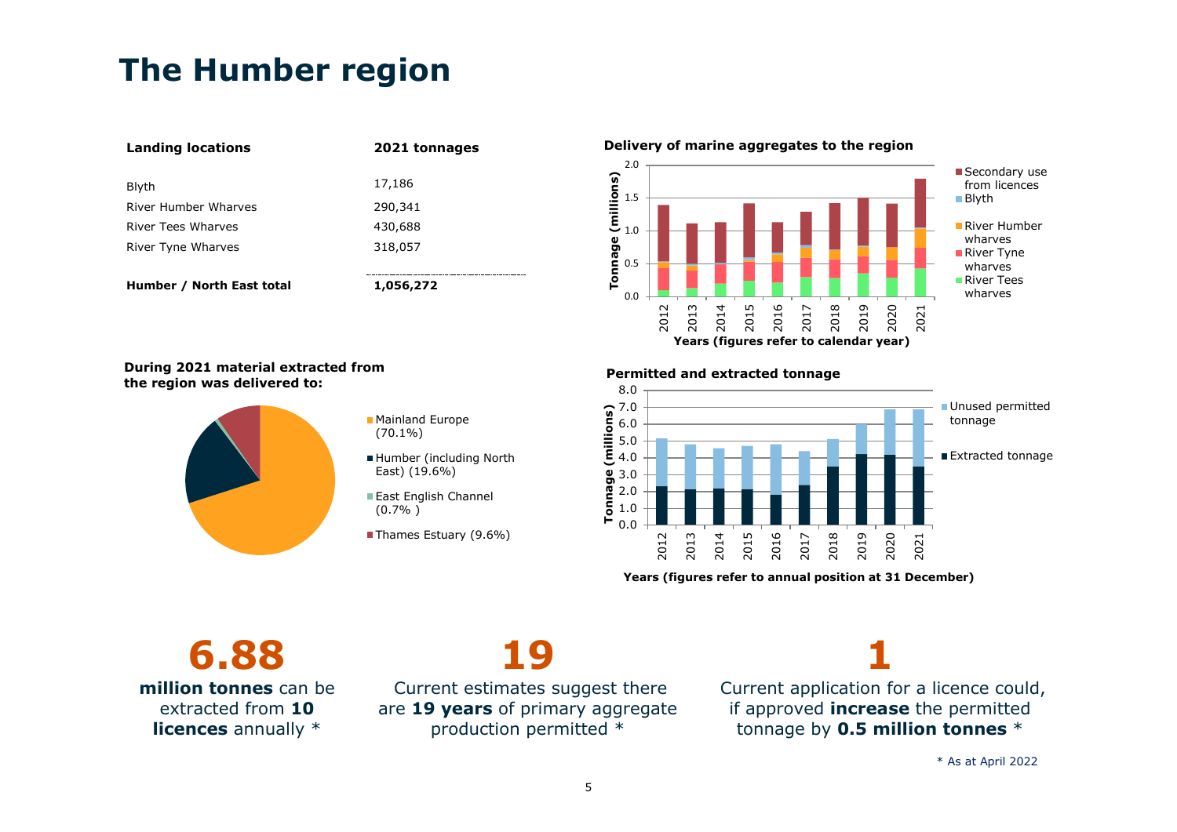# The Humber region

| Landing locations | 2021 tonnages |
|---|---|
| Blyth | 17,186 |
| River Humber Wharves | 290,341 |
| River Tees Wharves | 430,688 |
| River Tyne Wharves | 318,057 |
| **Humber / North East total** | **1,056,272** |

**Delivery of marine aggregates to the region**

**During 2021 material extracted from the region was delivered to:**

- Mainland Europe (70.1%)
- Humber (including North East) (19.6%)
- East English Channel (0.7% )
- Thames Estuary (9.6%)

**Permitted and extracted tonnage**

**6.88**

**million tonnes** can be extracted from **10 licences** annually *

**19**

Current estimates suggest there are **19 years** of primary aggregate production permitted *

**1**

Current application for a licence could, if approved **increase** the permitted tonnage by **0.5 million tonnes** *

* As at April 2022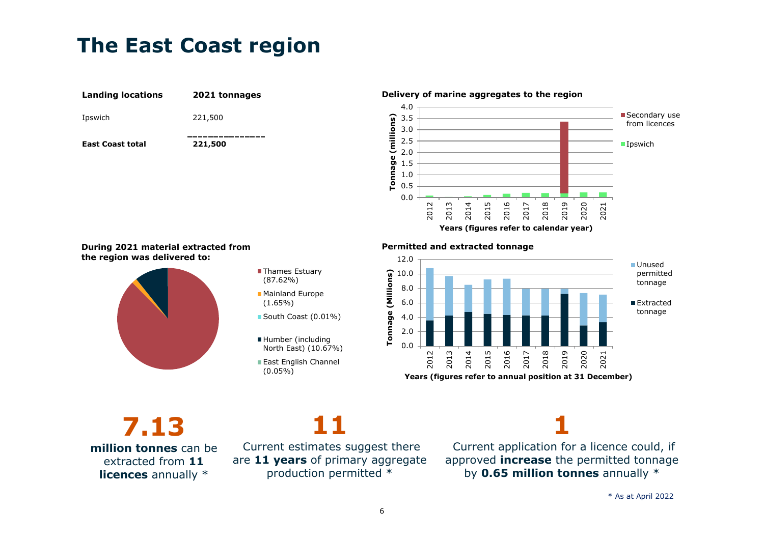# The East Coast region

| Landing locations | 2021 tonnages |
|---|---|
| Ipswich | 221,500 |
| **East Coast total** | **221,500** |

**Delivery of marine aggregates to the region**

**During 2021 material extracted from the region was delivered to:**

- Thames Estuary (87.62%)
- Mainland Europe (1.65%)
- South Coast (0.01%)
- Humber (including North East) (10.67%)
- East English Channel (0.05%)

**Permitted and extracted tonnage**

**7.13**

**million tonnes** can be extracted from **11 licences** annually *

**11**

Current estimates suggest there are **11 years** of primary aggregate production permitted *

**1**

Current application for a licence could, if approved **increase** the permitted tonnage by **0.65 million tonnes** annually *

* As at April 2022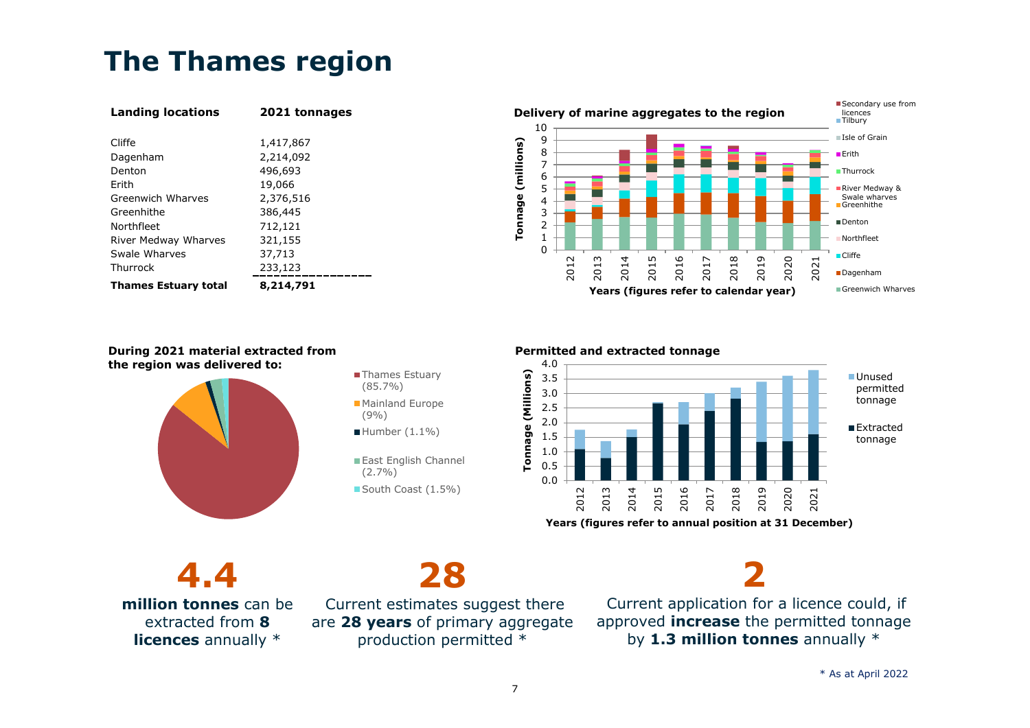# The Thames region

| Landing locations | 2021 tonnages |
|---|---|
| Cliffe | 1,417,867 |
| Dagenham | 2,214,092 |
| Denton | 496,693 |
| Erith | 19,066 |
| Greenwich Wharves | 2,376,516 |
| Greenhithe | 386,445 |
| Northfleet | 712,121 |
| River Medway Wharves | 321,155 |
| Swale Wharves | 37,713 |
| Thurrock | 233,123 |
| **Thames Estuary total** | **8,214,791** |

**Delivery of marine aggregates to the region**

**During 2021 material extracted from the region was delivered to:**

- Thames Estuary (85.7%)
- Mainland Europe (9%)
- Humber (1.1%)
- East English Channel (2.7%)
- South Coast (1.5%)

**Permitted and extracted tonnage**

**4.4**

**million tonnes** can be extracted from **8 licences** annually *

**28**

Current estimates suggest there are **28 years** of primary aggregate production permitted *

**2**

Current application for a licence could, if approved **increase** the permitted tonnage by **1.3 million tonnes** annually *

* As at April 2022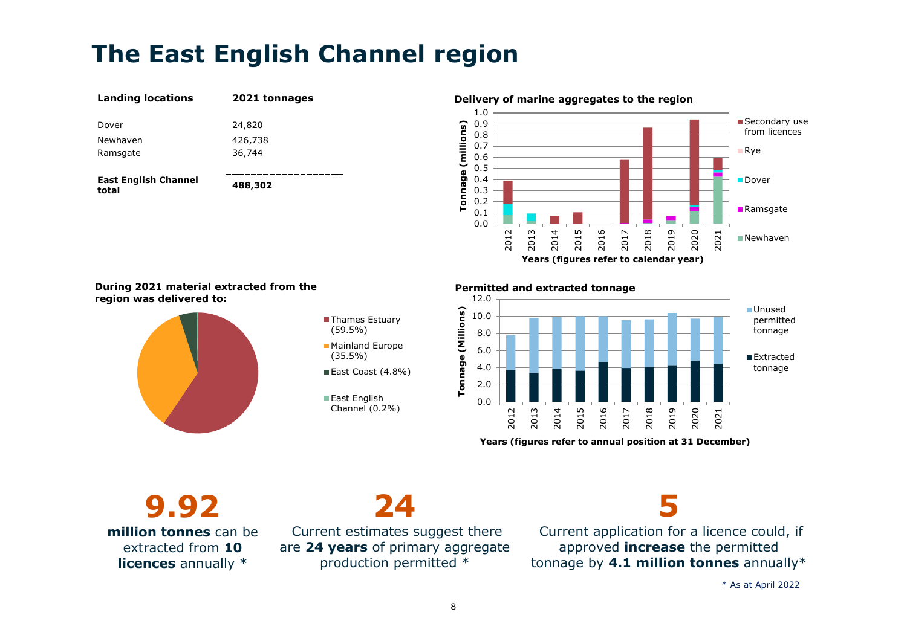# The East English Channel region

| Landing locations | 2021 tonnages |
|---|---|
| Dover | 24,820 |
| Newhaven | 426,738 |
| Ramsgate | 36,744 |
| **East English Channel total** | **488,302** |

**Delivery of marine aggregates to the region**

**During 2021 material extracted from the region was delivered to:**

- Thames Estuary (59.5%)
- Mainland Europe (35.5%)
- East Coast (4.8%)
- East English Channel (0.2%)

**Permitted and extracted tonnage**

## 9.92

**million tonnes** can be extracted from **10 licences** annually *

## 24

Current estimates suggest there are **24 years** of primary aggregate production permitted *

## 5

Current application for a licence could, if approved **increase** the permitted tonnage by **4.1 million tonnes** annually*

* As at April 2022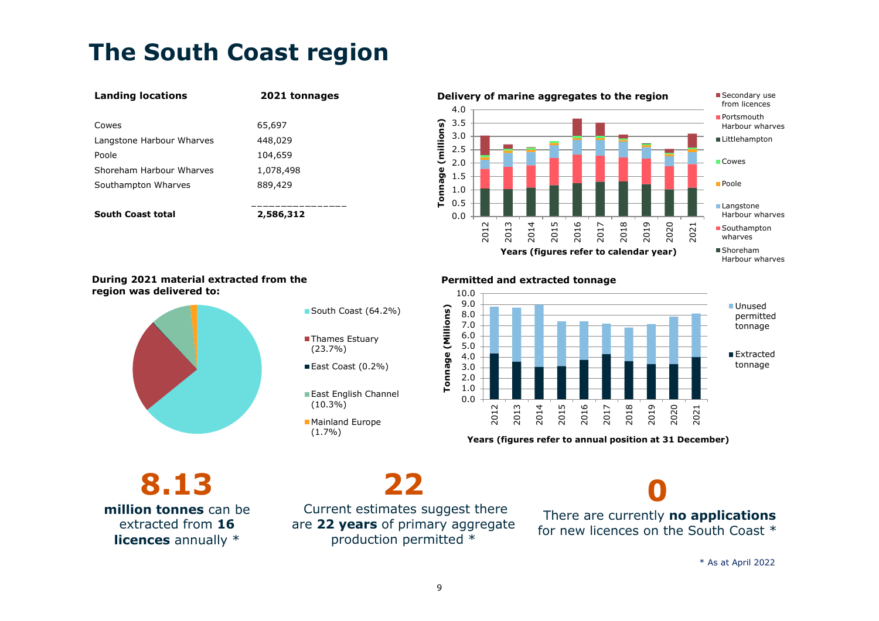# The South Coast region

| Landing locations | 2021 tonnages |
|---|---|
| Cowes | 65,697 |
| Langstone Harbour Wharves | 448,029 |
| Poole | 104,659 |
| Shoreham Harbour Wharves | 1,078,498 |
| Southampton Wharves | 889,429 |
| **South Coast total** | **2,586,312** |

**Delivery of marine aggregates to the region**

Tonnage (millions); Years (figures refer to calendar year)

Legend: Secondary use from licences; Portsmouth Harbour wharves; Littlehampton; Cowes; Poole; Langstone Harbour wharves; Southampton wharves; Shoreham Harbour wharves

**During 2021 material extracted from the region was delivered to:**

- South Coast (64.2%)
- Thames Estuary (23.7%)
- East Coast (0.2%)
- East English Channel (10.3%)
- Mainland Europe (1.7%)

**Permitted and extracted tonnage**

Tonnage (Millions); Years (figures refer to annual position at 31 December)

Legend: Unused permitted tonnage; Extracted tonnage

**8.13**

**million tonnes** can be extracted from **16 licences** annually *

**22**

Current estimates suggest there are **22 years** of primary aggregate production permitted *

**0**

There are currently **no applications** for new licences on the South Coast *

* As at April 2022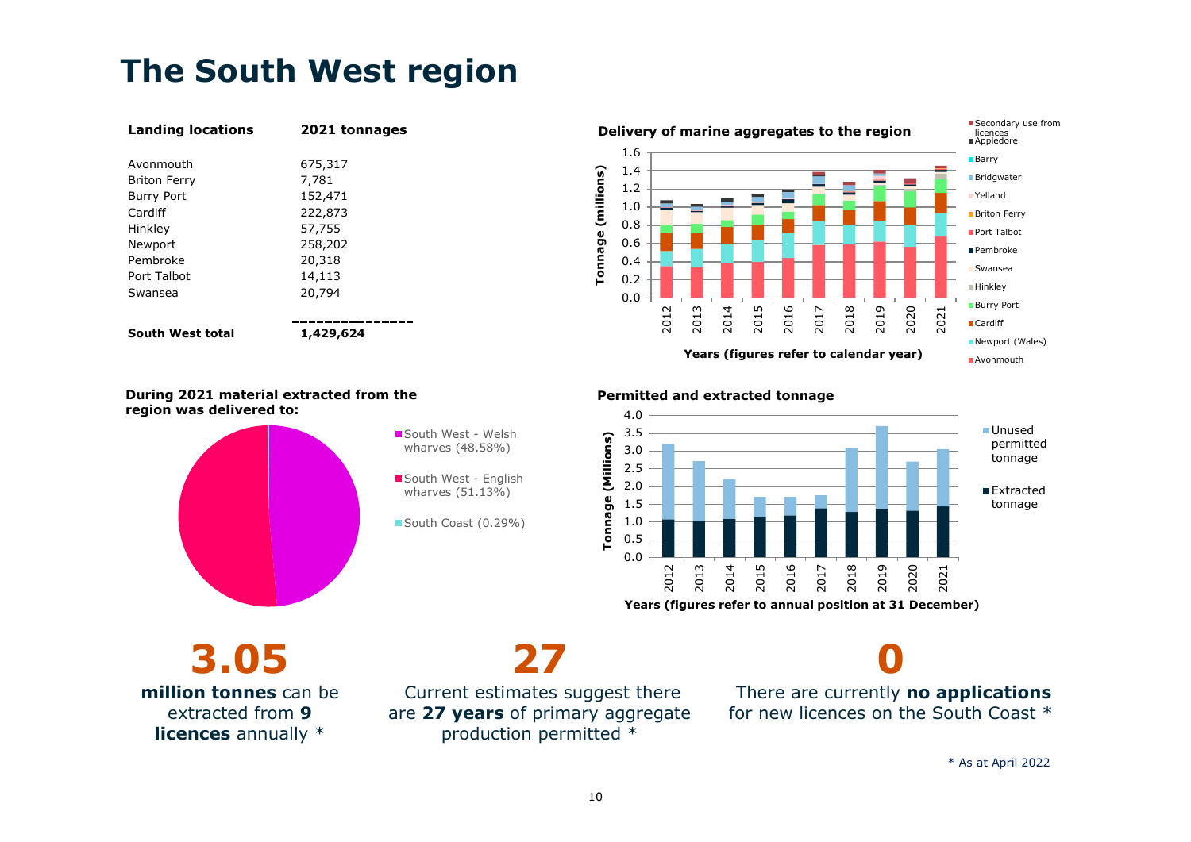# The South West region

| Landing locations | 2021 tonnages |
|---|---|
| Avonmouth | 675,317 |
| Briton Ferry | 7,781 |
| Burry Port | 152,471 |
| Cardiff | 222,873 |
| Hinkley | 57,755 |
| Newport | 258,202 |
| Pembroke | 20,318 |
| Port Talbot | 14,113 |
| Swansea | 20,794 |
| **South West total** | **1,429,624** |

**Delivery of marine aggregates to the region**

**Permitted and extracted tonnage**

**During 2021 material extracted from the region was delivered to:**

- South West - Welsh wharves (48.58%)
- South West - English wharves (51.13%)
- South Coast (0.29%)

**3.05**

**million tonnes** can be extracted from **9 licences** annually *

**27**

Current estimates suggest there are **27 years** of primary aggregate production permitted *

**0**

There are currently **no applications** for new licences on the South Coast *

* As at April 2022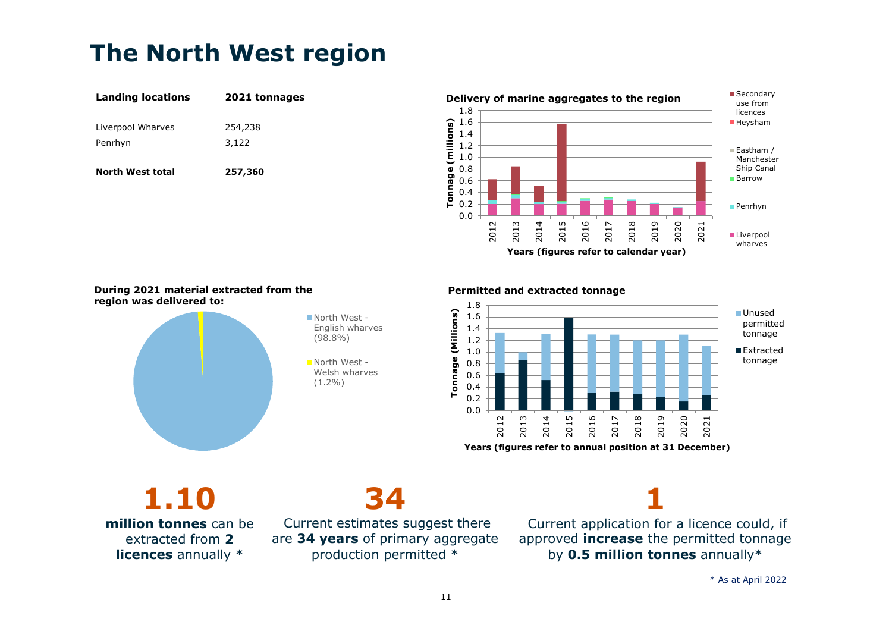# The North West region

| Landing locations | 2021 tonnages |
|---|---|
| Liverpool Wharves | 254,238 |
| Penrhyn | 3,122 |
| **North West total** | **257,360** |

**Delivery of marine aggregates to the region**

Tonnage (millions)

Years (figures refer to calendar year)

Secondary use from licences; Heysham; Eastham / Manchester Ship Canal; Barrow; Penrhyn; Liverpool wharves

**During 2021 material extracted from the region was delivered to:**

North West - English wharves (98.8%)

North West - Welsh wharves (1.2%)

**Permitted and extracted tonnage**

Tonnage (Millions)

Years (figures refer to annual position at 31 December)

Unused permitted tonnage; Extracted tonnage

**1.10**

**million tonnes** can be extracted from **2 licences** annually *

**34**

Current estimates suggest there are **34 years** of primary aggregate production permitted *

**1**

Current application for a licence could, if approved **increase** the permitted tonnage by **0.5 million tonnes** annually*

* As at April 2022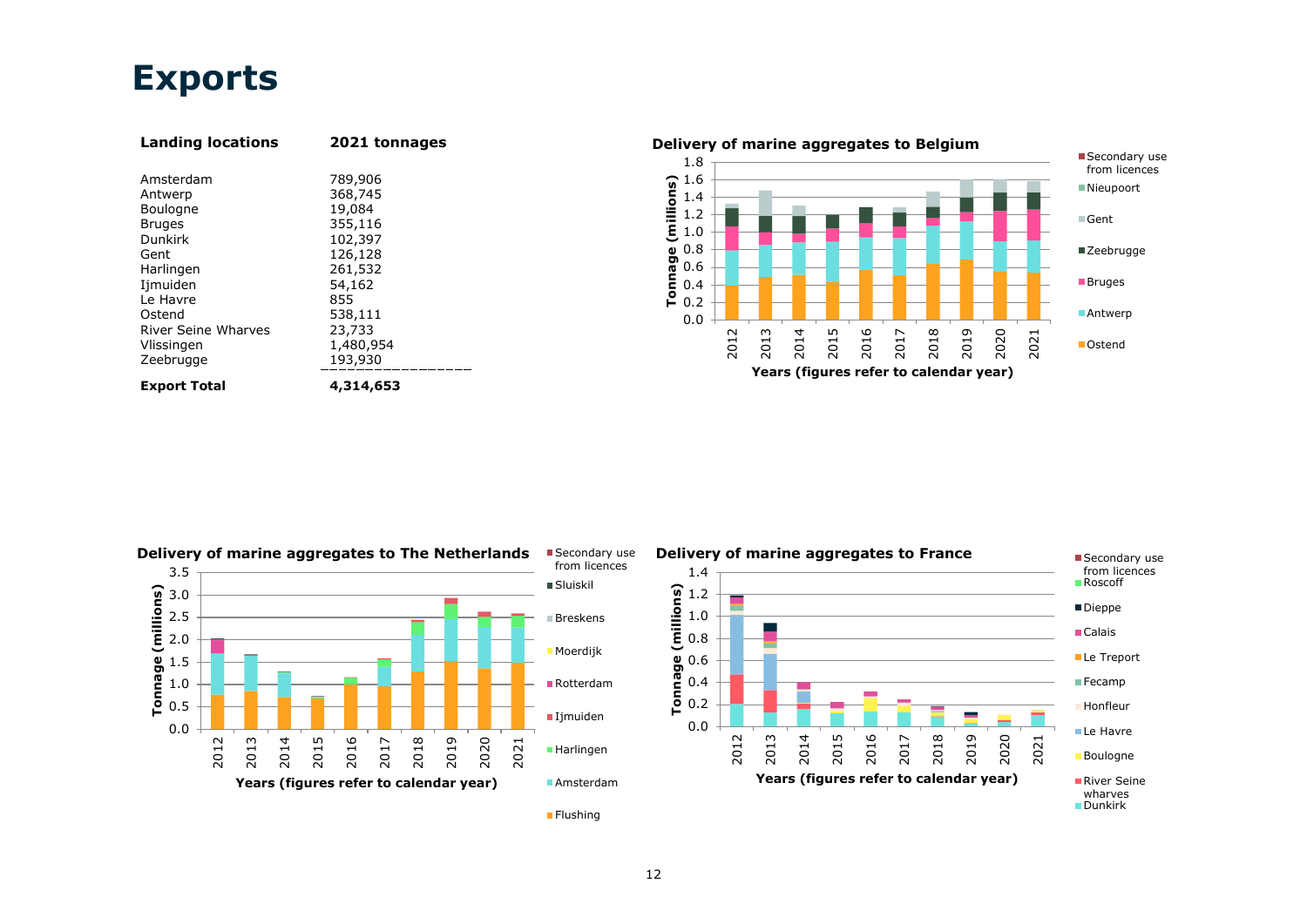# Exports

| Landing locations | 2021 tonnages |
|---|---|
| Amsterdam | 789,906 |
| Antwerp | 368,745 |
| Boulogne | 19,084 |
| Bruges | 355,116 |
| Dunkirk | 102,397 |
| Gent | 126,128 |
| Harlingen | 261,532 |
| Ijmuiden | 54,162 |
| Le Havre | 855 |
| Ostend | 538,111 |
| River Seine Wharves | 23,733 |
| Vlissingen | 1,480,954 |
| Zeebrugge | 193,930 |
| **Export Total** | **4,314,653** |

**Delivery of marine aggregates to Belgium**

Tonnage (millions) by year, 2012–2021. Legend: Secondary use from licences, Nieupoort, Gent, Zeebrugge, Bruges, Antwerp, Ostend. Years (figures refer to calendar year)

**Delivery of marine aggregates to The Netherlands**

Tonnage (millions) by year, 2012–2021. Legend: Secondary use from licences, Sluiskil, Breskens, Moerdijk, Rotterdam, Ijmuiden, Harlingen, Amsterdam, Flushing. Years (figures refer to calendar year)

**Delivery of marine aggregates to France**

Tonnage (millions) by year, 2012–2021. Legend: Secondary use from licences, Roscoff, Dieppe, Calais, Le Treport, Fecamp, Honfleur, Le Havre, Boulogne, River Seine wharves, Dunkirk. Years (figures refer to calendar year)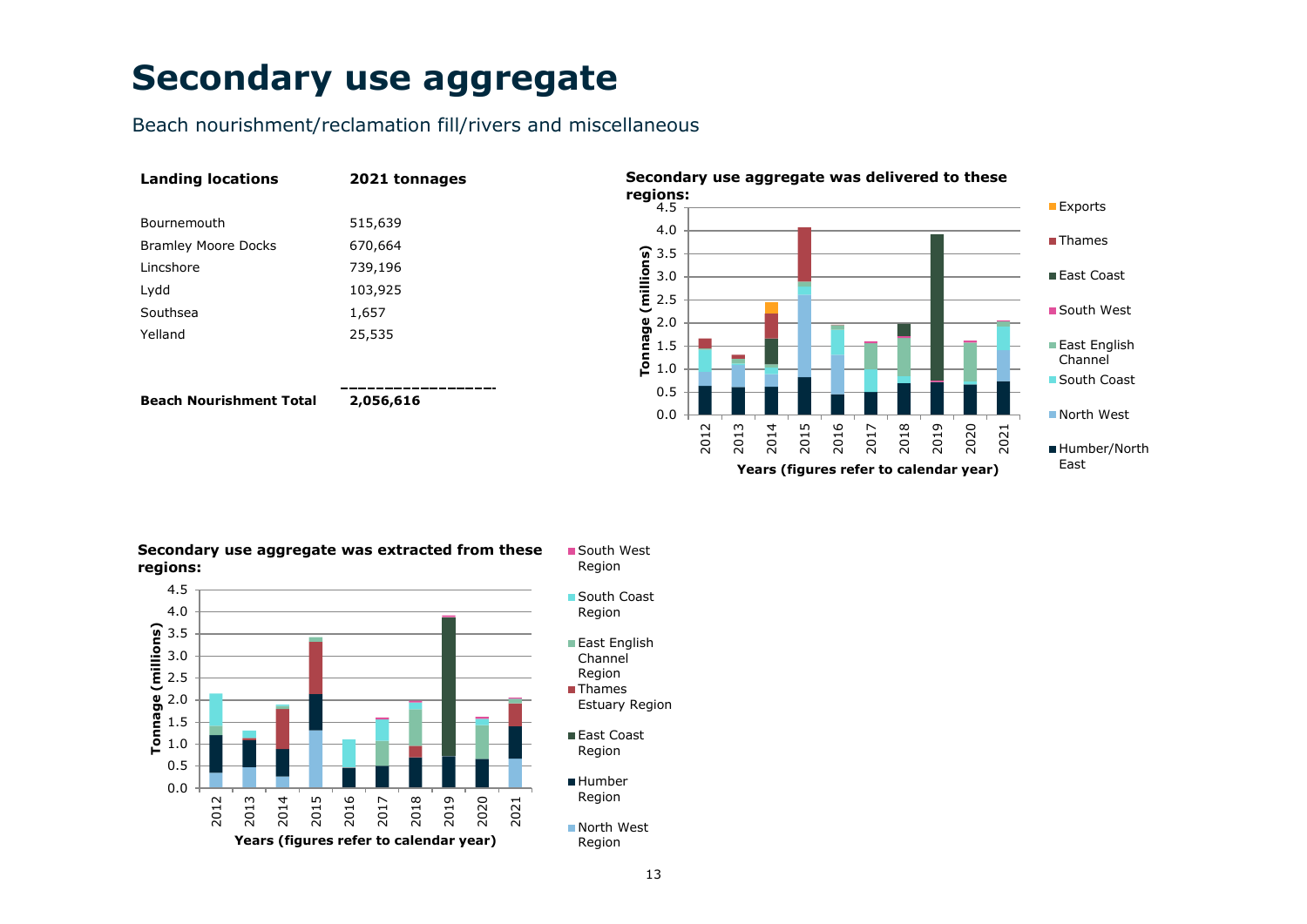# Secondary use aggregate

Beach nourishment/reclamation fill/rivers and miscellaneous

| Landing locations | 2021 tonnages |
|---|---|
| Bournemouth | 515,639 |
| Bramley Moore Docks | 670,664 |
| Lincshore | 739,196 |
| Lydd | 103,925 |
| Southsea | 1,657 |
| Yelland | 25,535 |
| **Beach Nourishment Total** | **2,056,616** |

**Secondary use aggregate was delivered to these regions:**

**Secondary use aggregate was extracted from these regions:**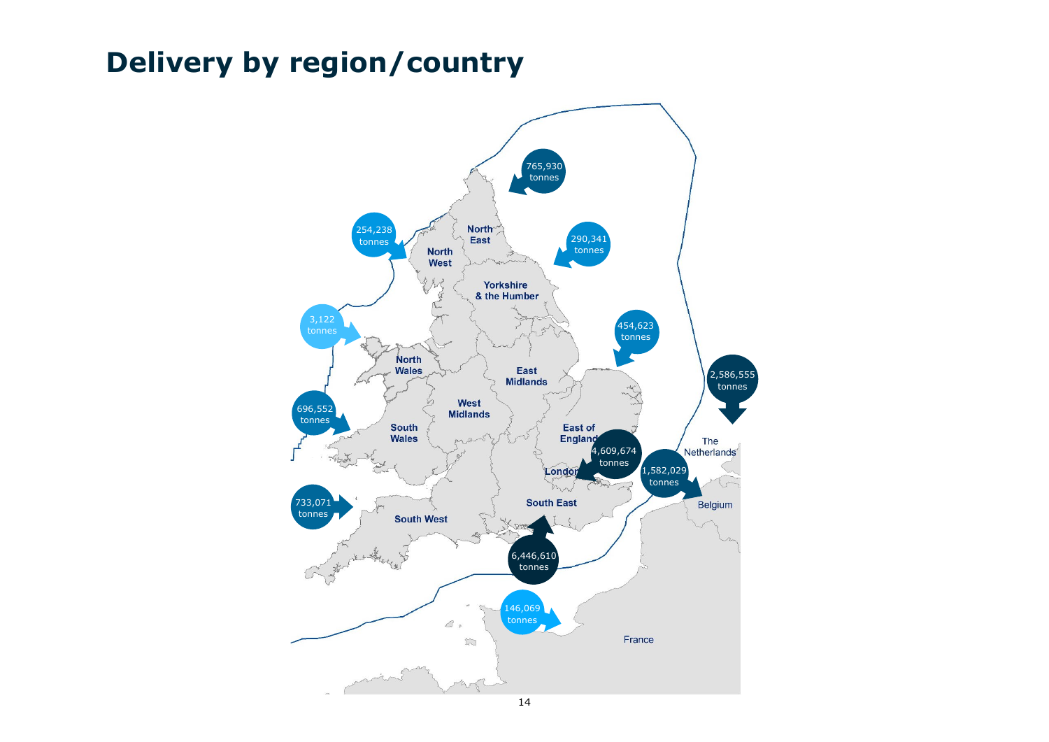# Delivery by region/country

North East

North West

Yorkshire & the Humber

North Wales

East Midlands

West Midlands

South Wales

East of England

London

South East

South West

The Netherlands

Belgium

France

765,930 tonnes

254,238 tonnes

290,341 tonnes

3,122 tonnes

454,623 tonnes

2,586,555 tonnes

696,552 tonnes

4,609,674 tonnes

1,582,029 tonnes

733,071 tonnes

6,446,610 tonnes

146,069 tonnes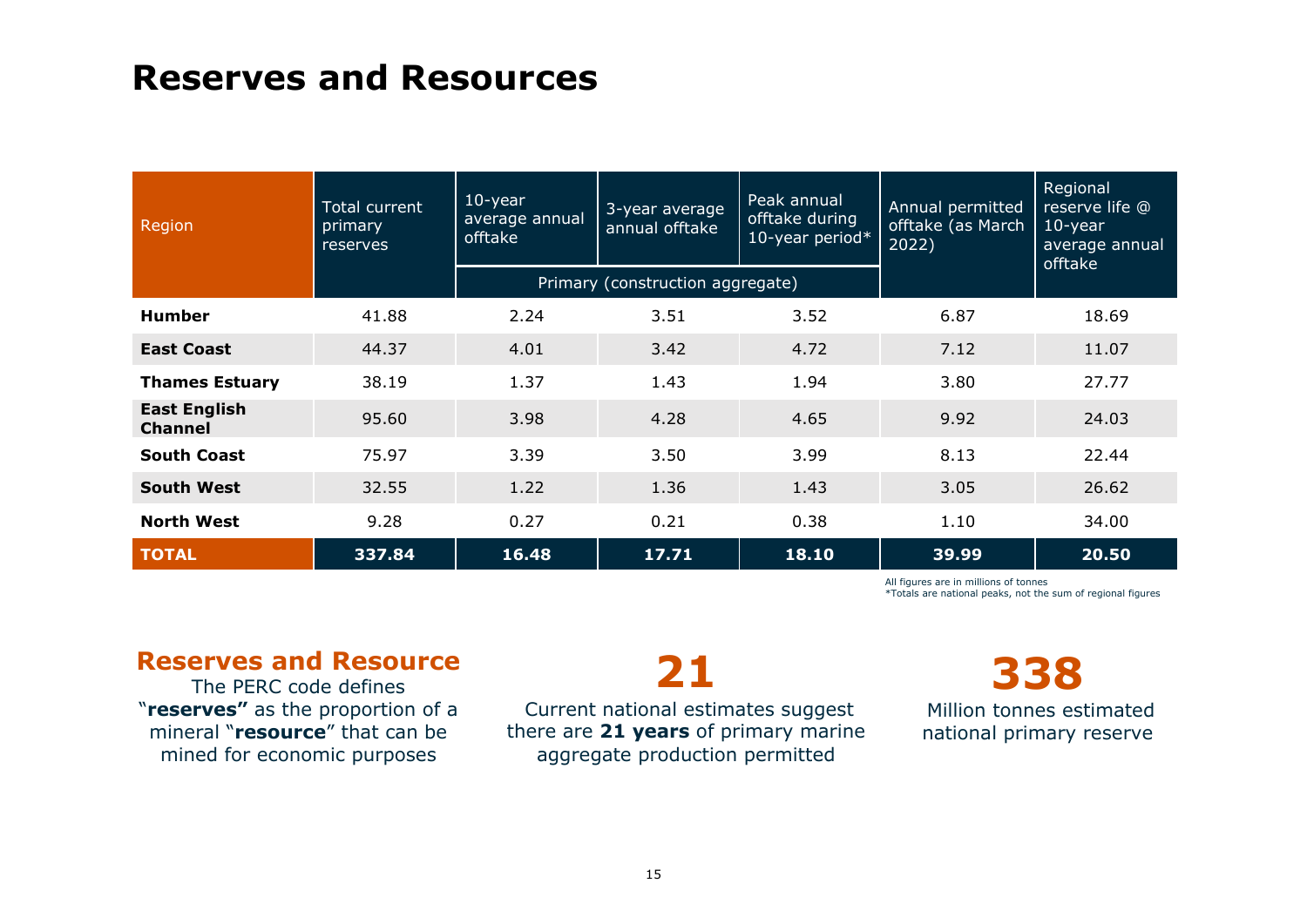# Reserves and Resources

| Region | Total current primary reserves | 10-year average annual offtake | 3-year average annual offtake | Peak annual offtake during 10-year period* | Annual permitted offtake (as March 2022) | Regional reserve life @ 10-year average annual offtake |
|---|---|---|---|---|---|---|
| | | Primary (construction aggregate) | | | | |
| **Humber** | 41.88 | 2.24 | 3.51 | 3.52 | 6.87 | 18.69 |
| **East Coast** | 44.37 | 4.01 | 3.42 | 4.72 | 7.12 | 11.07 |
| **Thames Estuary** | 38.19 | 1.37 | 1.43 | 1.94 | 3.80 | 27.77 |
| **East English Channel** | 95.60 | 3.98 | 4.28 | 4.65 | 9.92 | 24.03 |
| **South Coast** | 75.97 | 3.39 | 3.50 | 3.99 | 8.13 | 22.44 |
| **South West** | 32.55 | 1.22 | 1.36 | 1.43 | 3.05 | 26.62 |
| **North West** | 9.28 | 0.27 | 0.21 | 0.38 | 1.10 | 34.00 |
| **TOTAL** | **337.84** | **16.48** | **17.71** | **18.10** | **39.99** | **20.50** |

All figures are in millions of tonnes
*Totals are national peaks, not the sum of regional figures

## Reserves and Resource

The PERC code defines "**reserves"** as the proportion of a mineral "**resource**" that can be mined for economic purposes

**21**

Current national estimates suggest there are **21 years** of primary marine aggregate production permitted

**338**

Million tonnes estimated national primary reserve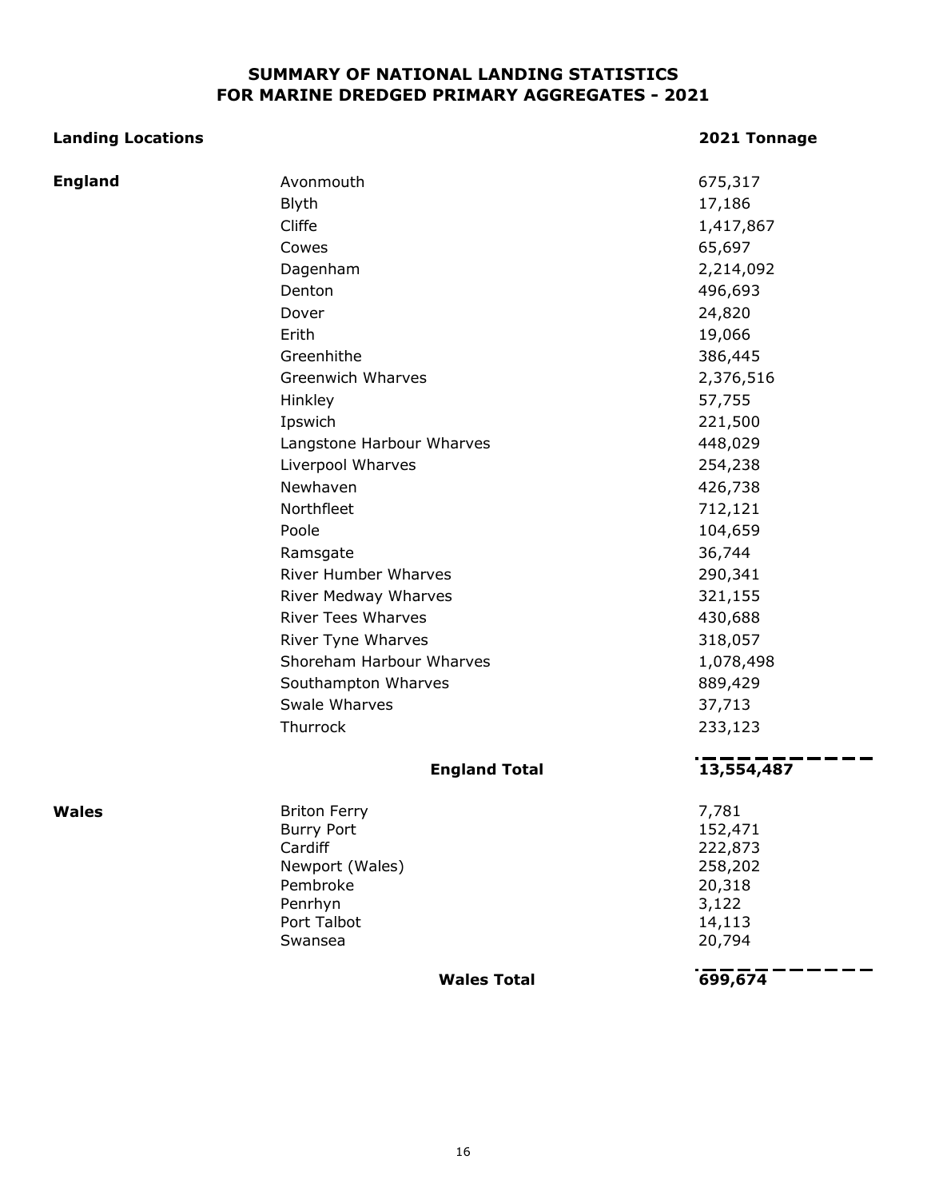# SUMMARY OF NATIONAL LANDING STATISTICS FOR MARINE DREDGED PRIMARY AGGREGATES - 2021

| Landing Locations | | 2021 Tonnage |
|---|---|---|
| **England** | Avonmouth | 675,317 |
| | Blyth | 17,186 |
| | Cliffe | 1,417,867 |
| | Cowes | 65,697 |
| | Dagenham | 2,214,092 |
| | Denton | 496,693 |
| | Dover | 24,820 |
| | Erith | 19,066 |
| | Greenhithe | 386,445 |
| | Greenwich Wharves | 2,376,516 |
| | Hinkley | 57,755 |
| | Ipswich | 221,500 |
| | Langstone Harbour Wharves | 448,029 |
| | Liverpool Wharves | 254,238 |
| | Newhaven | 426,738 |
| | Northfleet | 712,121 |
| | Poole | 104,659 |
| | Ramsgate | 36,744 |
| | River Humber Wharves | 290,341 |
| | River Medway Wharves | 321,155 |
| | River Tees Wharves | 430,688 |
| | River Tyne Wharves | 318,057 |
| | Shoreham Harbour Wharves | 1,078,498 |
| | Southampton Wharves | 889,429 |
| | Swale Wharves | 37,713 |
| | Thurrock | 233,123 |
| | **England Total** | **13,554,487** |
| **Wales** | Briton Ferry | 7,781 |
| | Burry Port | 152,471 |
| | Cardiff | 222,873 |
| | Newport (Wales) | 258,202 |
| | Pembroke | 20,318 |
| | Penrhyn | 3,122 |
| | Port Talbot | 14,113 |
| | Swansea | 20,794 |
| | **Wales Total** | **699,674** |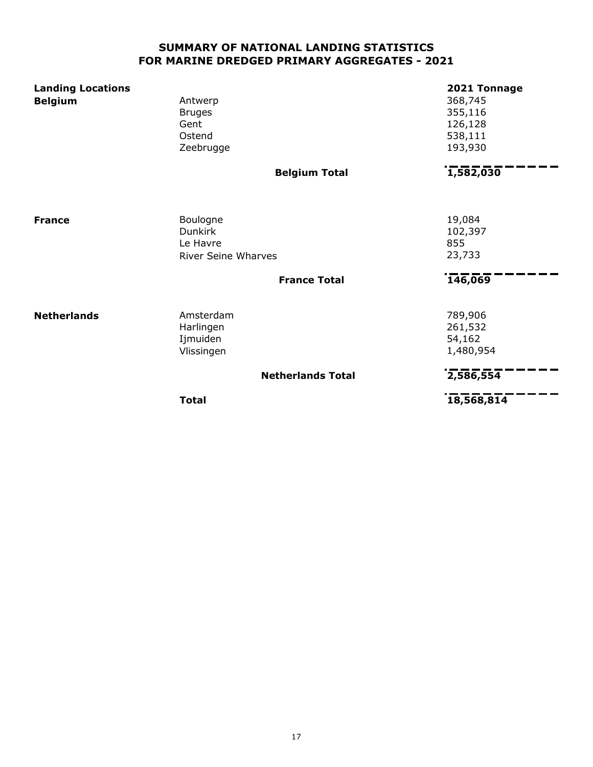## SUMMARY OF NATIONAL LANDING STATISTICS FOR MARINE DREDGED PRIMARY AGGREGATES - 2021

| Landing Locations | | 2021 Tonnage |
|---|---|---|
| **Belgium** | Antwerp | 368,745 |
| | Bruges | 355,116 |
| | Gent | 126,128 |
| | Ostend | 538,111 |
| | Zeebrugge | 193,930 |
| | **Belgium Total** | **1,582,030** |
| **France** | Boulogne | 19,084 |
| | Dunkirk | 102,397 |
| | Le Havre | 855 |
| | River Seine Wharves | 23,733 |
| | **France Total** | **146,069** |
| **Netherlands** | Amsterdam | 789,906 |
| | Harlingen | 261,532 |
| | Ijmuiden | 54,162 |
| | Vlissingen | 1,480,954 |
| | **Netherlands Total** | **2,586,554** |
| | **Total** | **18,568,814** |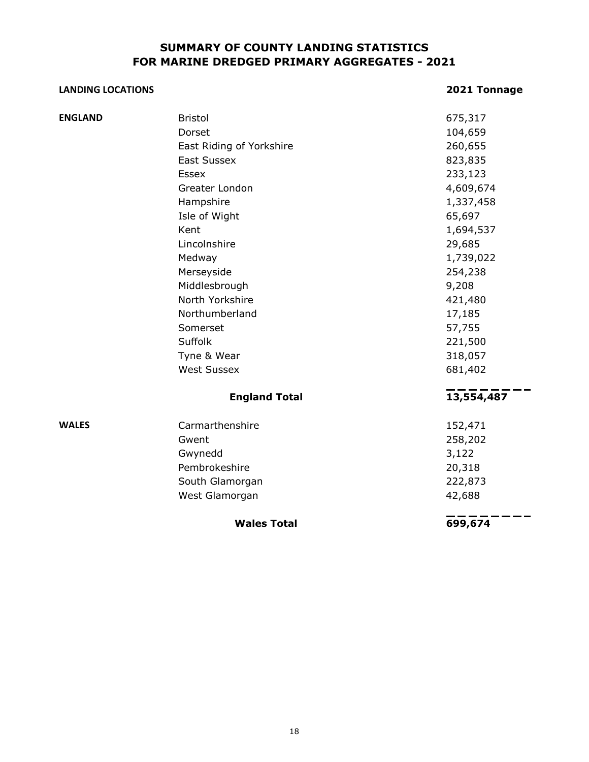## SUMMARY OF COUNTY LANDING STATISTICS FOR MARINE DREDGED PRIMARY AGGREGATES - 2021

| LANDING LOCATIONS | | 2021 Tonnage |
|---|---|---|
| **ENGLAND** | Bristol | 675,317 |
| | Dorset | 104,659 |
| | East Riding of Yorkshire | 260,655 |
| | East Sussex | 823,835 |
| | Essex | 233,123 |
| | Greater London | 4,609,674 |
| | Hampshire | 1,337,458 |
| | Isle of Wight | 65,697 |
| | Kent | 1,694,537 |
| | Lincolnshire | 29,685 |
| | Medway | 1,739,022 |
| | Merseyside | 254,238 |
| | Middlesbrough | 9,208 |
| | North Yorkshire | 421,480 |
| | Northumberland | 17,185 |
| | Somerset | 57,755 |
| | Suffolk | 221,500 |
| | Tyne & Wear | 318,057 |
| | West Sussex | 681,402 |
| | **England Total** | **13,554,487** |
| **WALES** | Carmarthenshire | 152,471 |
| | Gwent | 258,202 |
| | Gwynedd | 3,122 |
| | Pembrokeshire | 20,318 |
| | South Glamorgan | 222,873 |
| | West Glamorgan | 42,688 |
| | **Wales Total** | **699,674** |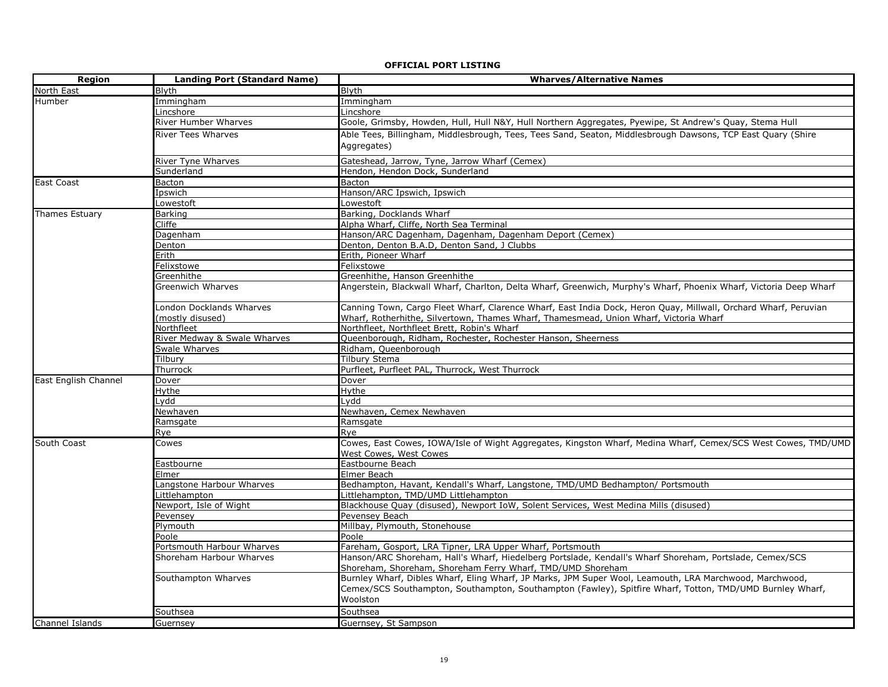**OFFICIAL PORT LISTING**

| Region | Landing Port (Standard Name) | Wharves/Alternative Names |
|---|---|---|
| North East | Blyth | Blyth |
| Humber | Immingham | Immingham |
| | Lincshore | Lincshore |
| | River Humber Wharves | Goole, Grimsby, Howden, Hull, Hull N&Y, Hull Northern Aggregates, Pyewipe, St Andrew's Quay, Stema Hull |
| | River Tees Wharves | Able Tees, Billingham, Middlesbrough, Tees, Tees Sand, Seaton, Middlesbrough Dawsons, TCP East Quary (Shire Aggregates) |
| | River Tyne Wharves | Gateshead, Jarrow, Tyne, Jarrow Wharf (Cemex) |
| | Sunderland | Hendon, Hendon Dock, Sunderland |
| East Coast | Bacton | Bacton |
| | Ipswich | Hanson/ARC Ipswich, Ipswich |
| | Lowestoft | Lowestoft |
| Thames Estuary | Barking | Barking, Docklands Wharf |
| | Cliffe | Alpha Wharf, Cliffe, North Sea Terminal |
| | Dagenham | Hanson/ARC Dagenham, Dagenham, Dagenham Deport (Cemex) |
| | Denton | Denton, Denton B.A.D, Denton Sand, J Clubbs |
| | Erith | Erith, Pioneer Wharf |
| | Felixstowe | Felixstowe |
| | Greenhithe | Greenhithe, Hanson Greenhithe |
| | Greenwich Wharves | Angerstein, Blackwall Wharf, Charlton, Delta Wharf, Greenwich, Murphy's Wharf, Phoenix Wharf, Victoria Deep Wharf |
| | London Docklands Wharves (mostly disused) | Canning Town, Cargo Fleet Wharf, Clarence Wharf, East India Dock, Heron Quay, Millwall, Orchard Wharf, Peruvian Wharf, Rotherhithe, Silvertown, Thames Wharf, Thamesmead, Union Wharf, Victoria Wharf |
| | Northfleet | Northfleet, Northfleet Brett, Robin's Wharf |
| | River Medway & Swale Wharves | Queenborough, Ridham, Rochester, Rochester Hanson, Sheerness |
| | Swale Wharves | Ridham, Queenborough |
| | Tilbury | Tilbury Stema |
| | Thurrock | Purfleet, Purfleet PAL, Thurrock, West Thurrock |
| East English Channel | Dover | Dover |
| | Hythe | Hythe |
| | Lydd | Lydd |
| | Newhaven | Newhaven, Cemex Newhaven |
| | Ramsgate | Ramsgate |
| | Rye | Rye |
| South Coast | Cowes | Cowes, East Cowes, IOWA/Isle of Wight Aggregates, Kingston Wharf, Medina Wharf, Cemex/SCS West Cowes, TMD/UMD West Cowes, West Cowes |
| | Eastbourne | Eastbourne Beach |
| | Elmer | Elmer Beach |
| | Langstone Harbour Wharves | Bedhampton, Havant, Kendall's Wharf, Langstone, TMD/UMD Bedhampton/ Portsmouth |
| | Littlehampton | Littlehampton, TMD/UMD Littlehampton |
| | Newport, Isle of Wight | Blackhouse Quay (disused), Newport IoW, Solent Services, West Medina Mills (disused) |
| | Pevensey | Pevensey Beach |
| | Plymouth | Millbay, Plymouth, Stonehouse |
| | Poole | Poole |
| | Portsmouth Harbour Wharves | Fareham, Gosport, LRA Tipner, LRA Upper Wharf, Portsmouth |
| | Shoreham Harbour Wharves | Hanson/ARC Shoreham, Hall's Wharf, Hiedelberg Portslade, Kendall's Wharf Shoreham, Portslade, Cemex/SCS Shoreham, Shoreham, Shoreham Ferry Wharf, TMD/UMD Shoreham |
| | Southampton Wharves | Burnley Wharf, Dibles Wharf, Eling Wharf, JP Marks, JPM Super Wool, Leamouth, LRA Marchwood, Marchwood, Cemex/SCS Southampton, Southampton, Southampton (Fawley), Spitfire Wharf, Totton, TMD/UMD Burnley Wharf, Woolston |
| | Southsea | Southsea |
| Channel Islands | Guernsey | Guernsey, St Sampson |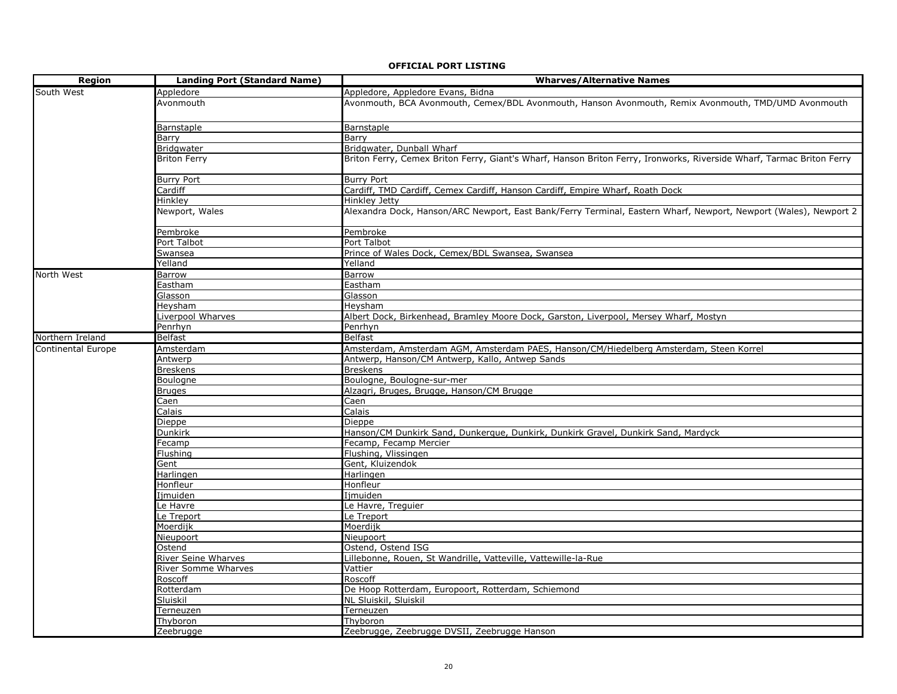**OFFICIAL PORT LISTING**

| Region | Landing Port (Standard Name) | Wharves/Alternative Names |
|---|---|---|
| South West | Appledore | Appledore, Appledore Evans, Bidna |
| | Avonmouth | Avonmouth, BCA Avonmouth, Cemex/BDL Avonmouth, Hanson Avonmouth, Remix Avonmouth, TMD/UMD Avonmouth |
| | Barnstaple | Barnstaple |
| | Barry | Barry |
| | Bridgwater | Bridgwater, Dunball Wharf |
| | Briton Ferry | Briton Ferry, Cemex Briton Ferry, Giant's Wharf, Hanson Briton Ferry, Ironworks, Riverside Wharf, Tarmac Briton Ferry |
| | Burry Port | Burry Port |
| | Cardiff | Cardiff, TMD Cardiff, Cemex Cardiff, Hanson Cardiff, Empire Wharf, Roath Dock |
| | Hinkley | Hinkley Jetty |
| | Newport, Wales | Alexandra Dock, Hanson/ARC Newport, East Bank/Ferry Terminal, Eastern Wharf, Newport, Newport (Wales), Newport 2 |
| | Pembroke | Pembroke |
| | Port Talbot | Port Talbot |
| | Swansea | Prince of Wales Dock, Cemex/BDL Swansea, Swansea |
| | Yelland | Yelland |
| North West | Barrow | Barrow |
| | Eastham | Eastham |
| | Glasson | Glasson |
| | Heysham | Heysham |
| | Liverpool Wharves | Albert Dock, Birkenhead, Bramley Moore Dock, Garston, Liverpool, Mersey Wharf, Mostyn |
| | Penrhyn | Penrhyn |
| Northern Ireland | Belfast | Belfast |
| Continental Europe | Amsterdam | Amsterdam, Amsterdam AGM, Amsterdam PAES, Hanson/CM/Hiedelberg Amsterdam, Steen Korrel |
| | Antwerp | Antwerp, Hanson/CM Antwerp, Kallo, Antwep Sands |
| | Breskens | Breskens |
| | Boulogne | Boulogne, Boulogne-sur-mer |
| | Bruges | Alzagri, Bruges, Brugge, Hanson/CM Brugge |
| | Caen | Caen |
| | Calais | Calais |
| | Dieppe | Dieppe |
| | Dunkirk | Hanson/CM Dunkirk Sand, Dunkerque, Dunkirk, Dunkirk Gravel, Dunkirk Sand, Mardyck |
| | Fecamp | Fecamp, Fecamp Mercier |
| | Flushing | Flushing, Vlissingen |
| | Gent | Gent, Kluizendok |
| | Harlingen | Harlingen |
| | Honfleur | Honfleur |
| | Ijmuiden | Ijmuiden |
| | Le Havre | Le Havre, Treguier |
| | Le Treport | Le Treport |
| | Moerdijk | Moerdijk |
| | Nieupoort | Nieupoort |
| | Ostend | Ostend, Ostend ISG |
| | River Seine Wharves | Lillebonne, Rouen, St Wandrille, Vatteville, Vattewille-la-Rue |
| | River Somme Wharves | Vattier |
| | Roscoff | Roscoff |
| | Rotterdam | De Hoop Rotterdam, Europoort, Rotterdam, Schiemond |
| | Sluiskil | NL Sluiskil, Sluiskil |
| | Terneuzen | Terneuzen |
| | Thyboron | Thyboron |
| | Zeebrugge | Zeebrugge, Zeebrugge DVSII, Zeebrugge Hanson |